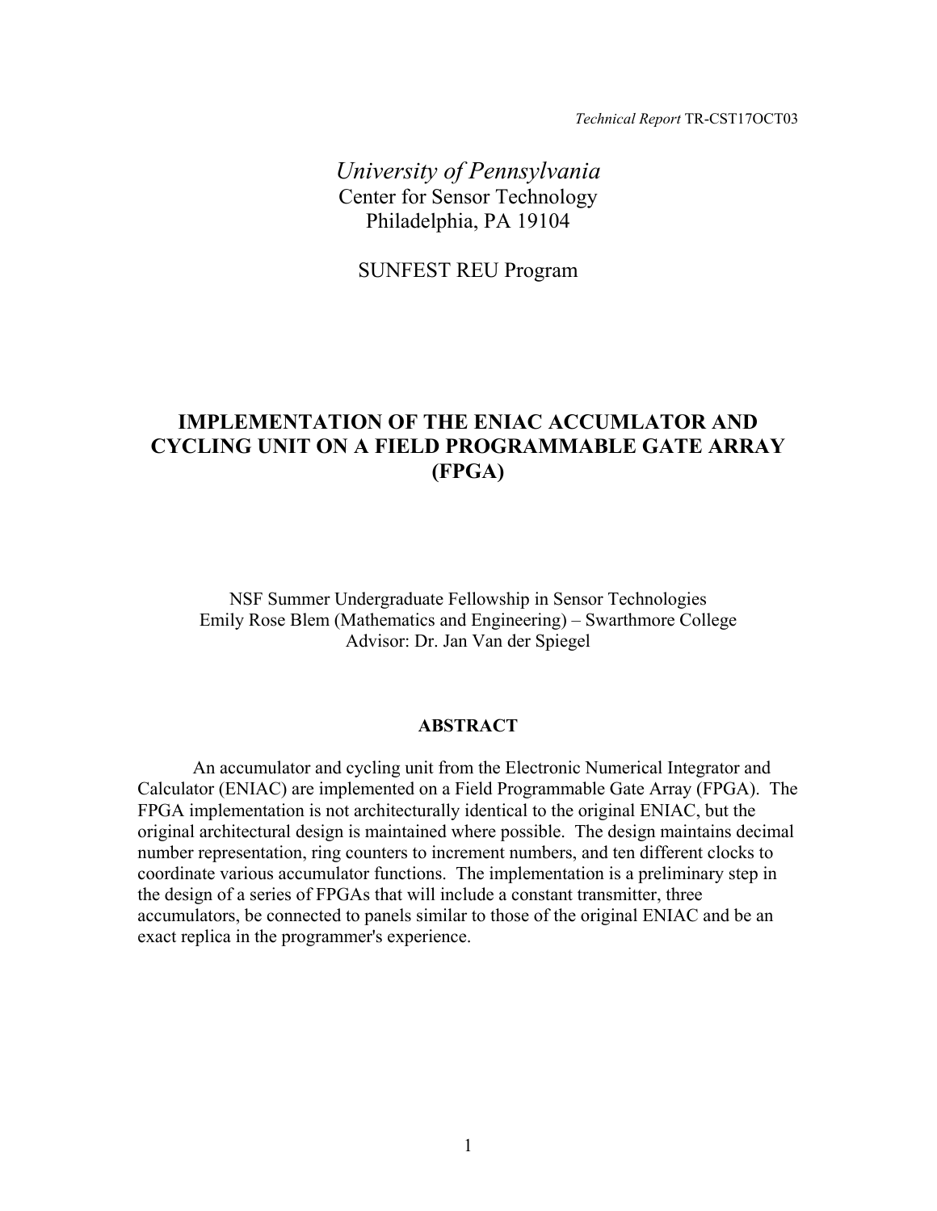*Technical Report* TR-CST17OCT03

*University of Pennsylvania*
Center for Sensor Technology
Philadelphia, PA 19104

SUNFEST REU Program

# IMPLEMENTATION OF THE ENIAC ACCUMLATOR AND CYCLING UNIT ON A FIELD PROGRAMMABLE GATE ARRAY (FPGA)

NSF Summer Undergraduate Fellowship in Sensor Technologies
Emily Rose Blem (Mathematics and Engineering) – Swarthmore College
Advisor: Dr. Jan Van der Spiegel

## ABSTRACT

An accumulator and cycling unit from the Electronic Numerical Integrator and Calculator (ENIAC) are implemented on a Field Programmable Gate Array (FPGA). The FPGA implementation is not architecturally identical to the original ENIAC, but the original architectural design is maintained where possible. The design maintains decimal number representation, ring counters to increment numbers, and ten different clocks to coordinate various accumulator functions. The implementation is a preliminary step in the design of a series of FPGAs that will include a constant transmitter, three accumulators, be connected to panels similar to those of the original ENIAC and be an exact replica in the programmer's experience.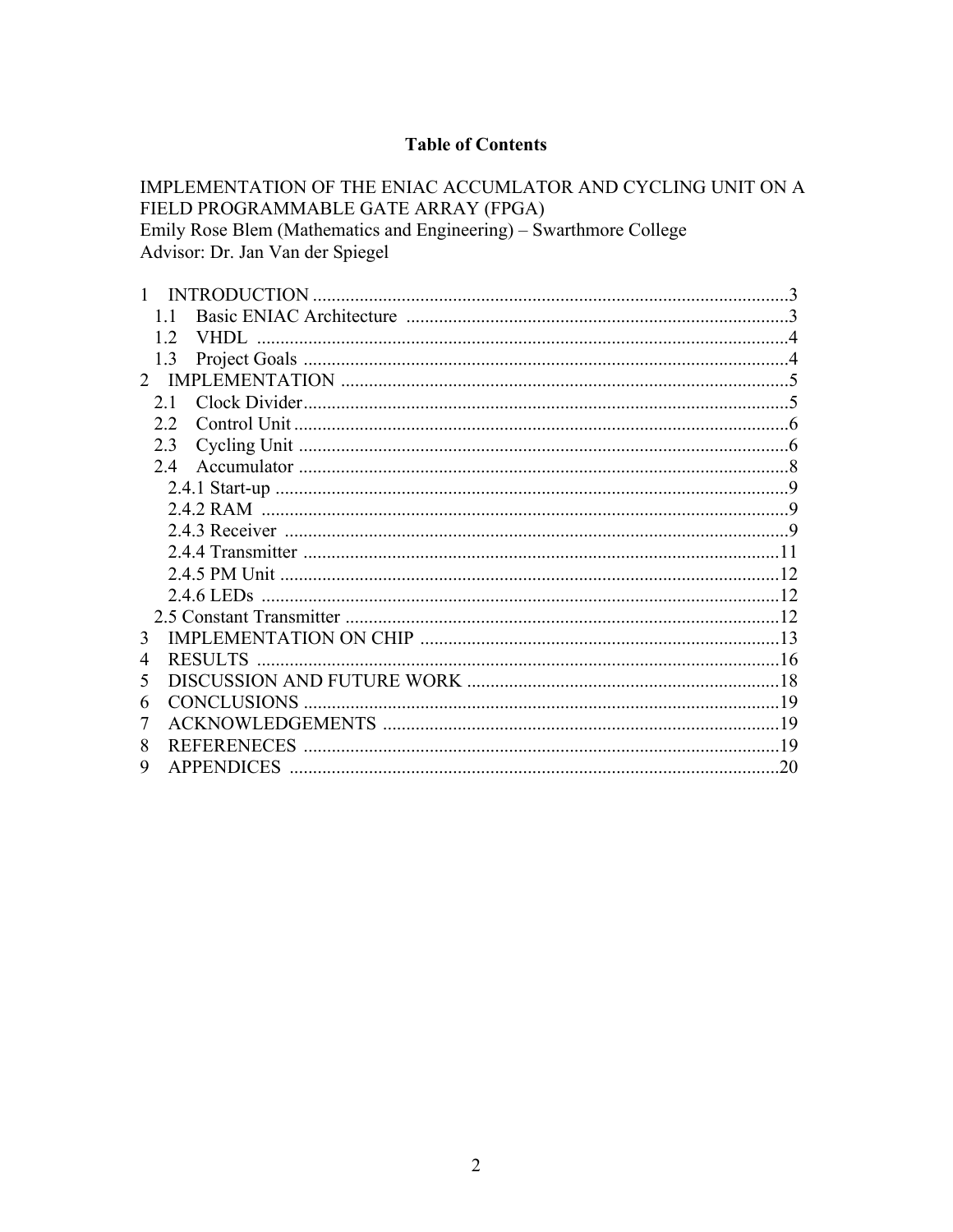**Table of Contents**

IMPLEMENTATION OF THE ENIAC ACCUMLATOR AND CYCLING UNIT ON A FIELD PROGRAMMABLE GATE ARRAY (FPGA)
Emily Rose Blem (Mathematics and Engineering) – Swarthmore College
Advisor: Dr. Jan Van der Spiegel

- 1 INTRODUCTION ....................................................................................................3
  - 1.1 Basic ENIAC Architecture .................................................................................3
  - 1.2 VHDL ..................................................................................................................4
  - 1.3 Project Goals ........................................................................................................4
- 2 IMPLEMENTATION ...............................................................................................5
  - 2.1 Clock Divider........................................................................................................5
  - 2.2 Control Unit ..........................................................................................................6
  - 2.3 Cycling Unit ..........................................................................................................6
  - 2.4 Accumulator ..........................................................................................................8
    - 2.4.1 Start-up ..............................................................................................................9
    - 2.4.2 RAM .................................................................................................................9
    - 2.4.3 Receiver ............................................................................................................9
    - 2.4.4 Transmitter ......................................................................................................11
    - 2.4.5 PM Unit ...........................................................................................................12
    - 2.4.6 LEDs ...............................................................................................................12
  - 2.5 Constant Transmitter .............................................................................................12
- 3 IMPLEMENTATION ON CHIP .............................................................................13
- 4 RESULTS ................................................................................................................16
- 5 DISCUSSION AND FUTURE WORK ...................................................................18
- 6 CONCLUSIONS ......................................................................................................19
- 7 ACKNOWLEDGEMENTS .....................................................................................19
- 8 REFERENECES ......................................................................................................19
- 9 APPENDICES .........................................................................................................20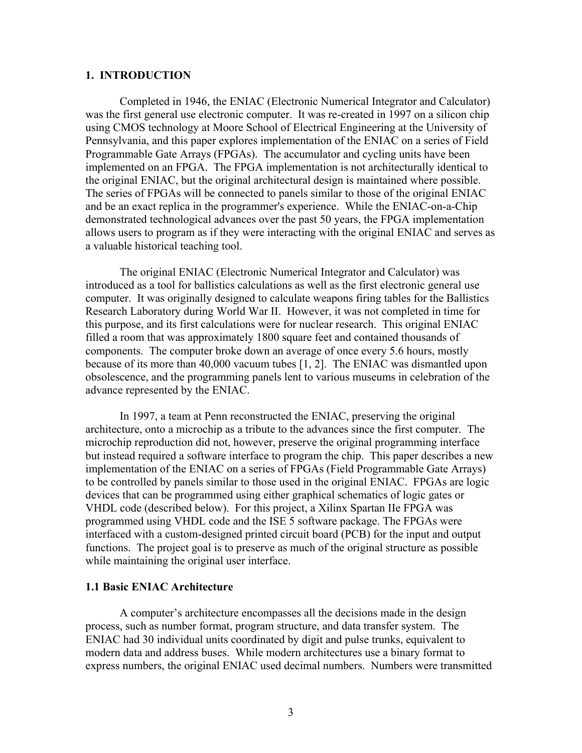## 1. INTRODUCTION

Completed in 1946, the ENIAC (Electronic Numerical Integrator and Calculator) was the first general use electronic computer. It was re-created in 1997 on a silicon chip using CMOS technology at Moore School of Electrical Engineering at the University of Pennsylvania, and this paper explores implementation of the ENIAC on a series of Field Programmable Gate Arrays (FPGAs). The accumulator and cycling units have been implemented on an FPGA. The FPGA implementation is not architecturally identical to the original ENIAC, but the original architectural design is maintained where possible. The series of FPGAs will be connected to panels similar to those of the original ENIAC and be an exact replica in the programmer's experience. While the ENIAC-on-a-Chip demonstrated technological advances over the past 50 years, the FPGA implementation allows users to program as if they were interacting with the original ENIAC and serves as a valuable historical teaching tool.

The original ENIAC (Electronic Numerical Integrator and Calculator) was introduced as a tool for ballistics calculations as well as the first electronic general use computer. It was originally designed to calculate weapons firing tables for the Ballistics Research Laboratory during World War II. However, it was not completed in time for this purpose, and its first calculations were for nuclear research. This original ENIAC filled a room that was approximately 1800 square feet and contained thousands of components. The computer broke down an average of once every 5.6 hours, mostly because of its more than 40,000 vacuum tubes [1, 2]. The ENIAC was dismantled upon obsolescence, and the programming panels lent to various museums in celebration of the advance represented by the ENIAC.

In 1997, a team at Penn reconstructed the ENIAC, preserving the original architecture, onto a microchip as a tribute to the advances since the first computer. The microchip reproduction did not, however, preserve the original programming interface but instead required a software interface to program the chip. This paper describes a new implementation of the ENIAC on a series of FPGAs (Field Programmable Gate Arrays) to be controlled by panels similar to those used in the original ENIAC. FPGAs are logic devices that can be programmed using either graphical schematics of logic gates or VHDL code (described below). For this project, a Xilinx Spartan IIe FPGA was programmed using VHDL code and the ISE 5 software package. The FPGAs were interfaced with a custom-designed printed circuit board (PCB) for the input and output functions. The project goal is to preserve as much of the original structure as possible while maintaining the original user interface.

### 1.1 Basic ENIAC Architecture

A computer's architecture encompasses all the decisions made in the design process, such as number format, program structure, and data transfer system. The ENIAC had 30 individual units coordinated by digit and pulse trunks, equivalent to modern data and address buses. While modern architectures use a binary format to express numbers, the original ENIAC used decimal numbers. Numbers were transmitted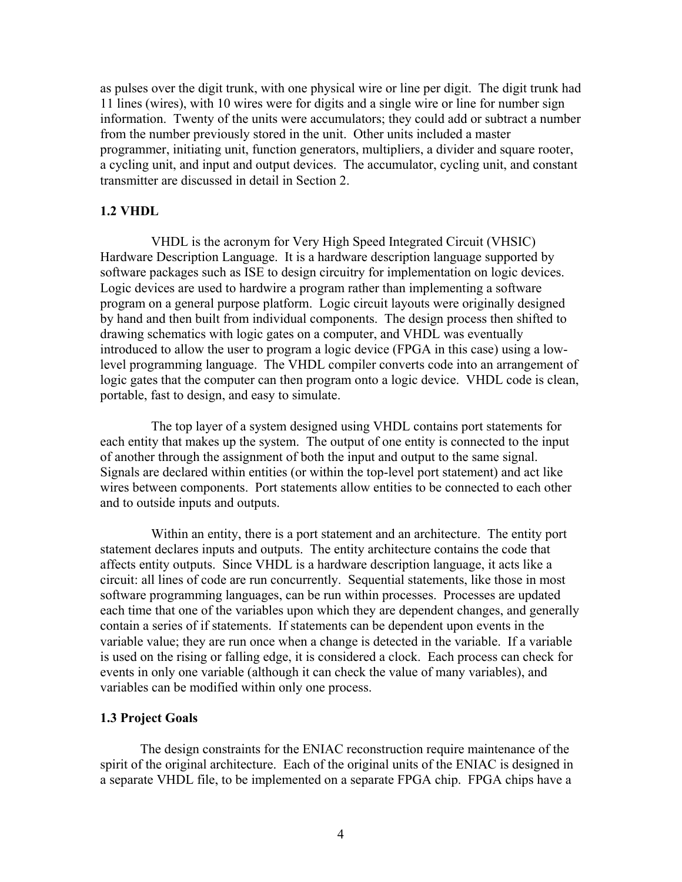as pulses over the digit trunk, with one physical wire or line per digit. The digit trunk had 11 lines (wires), with 10 wires were for digits and a single wire or line for number sign information. Twenty of the units were accumulators; they could add or subtract a number from the number previously stored in the unit. Other units included a master programmer, initiating unit, function generators, multipliers, a divider and square rooter, a cycling unit, and input and output devices. The accumulator, cycling unit, and constant transmitter are discussed in detail in Section 2.

### 1.2 VHDL

VHDL is the acronym for Very High Speed Integrated Circuit (VHSIC) Hardware Description Language. It is a hardware description language supported by software packages such as ISE to design circuitry for implementation on logic devices. Logic devices are used to hardwire a program rather than implementing a software program on a general purpose platform. Logic circuit layouts were originally designed by hand and then built from individual components. The design process then shifted to drawing schematics with logic gates on a computer, and VHDL was eventually introduced to allow the user to program a logic device (FPGA in this case) using a low-level programming language. The VHDL compiler converts code into an arrangement of logic gates that the computer can then program onto a logic device. VHDL code is clean, portable, fast to design, and easy to simulate.

The top layer of a system designed using VHDL contains port statements for each entity that makes up the system. The output of one entity is connected to the input of another through the assignment of both the input and output to the same signal. Signals are declared within entities (or within the top-level port statement) and act like wires between components. Port statements allow entities to be connected to each other and to outside inputs and outputs.

Within an entity, there is a port statement and an architecture. The entity port statement declares inputs and outputs. The entity architecture contains the code that affects entity outputs. Since VHDL is a hardware description language, it acts like a circuit: all lines of code are run concurrently. Sequential statements, like those in most software programming languages, can be run within processes. Processes are updated each time that one of the variables upon which they are dependent changes, and generally contain a series of if statements. If statements can be dependent upon events in the variable value; they are run once when a change is detected in the variable. If a variable is used on the rising or falling edge, it is considered a clock. Each process can check for events in only one variable (although it can check the value of many variables), and variables can be modified within only one process.

### 1.3 Project Goals

The design constraints for the ENIAC reconstruction require maintenance of the spirit of the original architecture. Each of the original units of the ENIAC is designed in a separate VHDL file, to be implemented on a separate FPGA chip. FPGA chips have a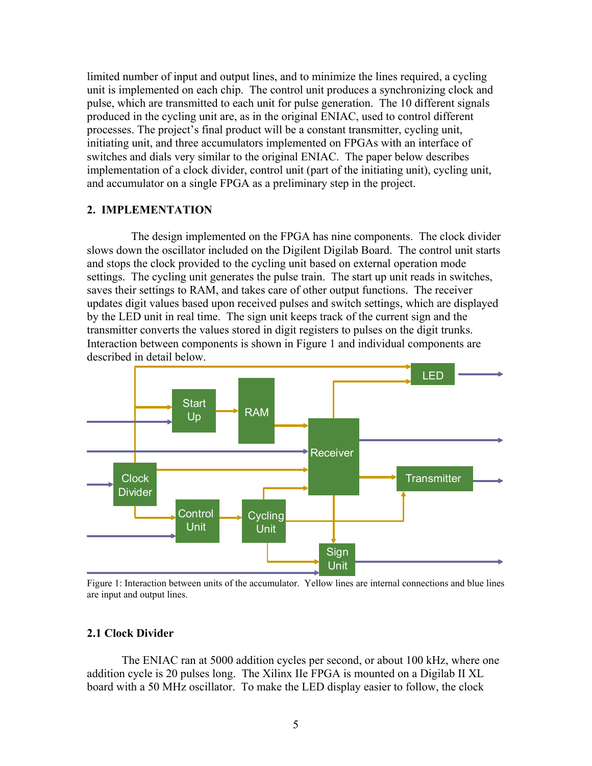limited number of input and output lines, and to minimize the lines required, a cycling unit is implemented on each chip. The control unit produces a synchronizing clock and pulse, which are transmitted to each unit for pulse generation. The 10 different signals produced in the cycling unit are, as in the original ENIAC, used to control different processes. The project's final product will be a constant transmitter, cycling unit, initiating unit, and three accumulators implemented on FPGAs with an interface of switches and dials very similar to the original ENIAC. The paper below describes implementation of a clock divider, control unit (part of the initiating unit), cycling unit, and accumulator on a single FPGA as a preliminary step in the project.

## 2. IMPLEMENTATION

The design implemented on the FPGA has nine components. The clock divider slows down the oscillator included on the Digilent Digilab Board. The control unit starts and stops the clock provided to the cycling unit based on external operation mode settings. The cycling unit generates the pulse train. The start up unit reads in switches, saves their settings to RAM, and takes care of other output functions. The receiver updates digit values based upon received pulses and switch settings, which are displayed by the LED unit in real time. The sign unit keeps track of the current sign and the transmitter converts the values stored in digit registers to pulses on the digit trunks. Interaction between components is shown in Figure 1 and individual components are described in detail below.

Figure 1: Interaction between units of the accumulator. Yellow lines are internal connections and blue lines are input and output lines.

### 2.1 Clock Divider

The ENIAC ran at 5000 addition cycles per second, or about 100 kHz, where one addition cycle is 20 pulses long. The Xilinx IIe FPGA is mounted on a Digilab II XL board with a 50 MHz oscillator. To make the LED display easier to follow, the clock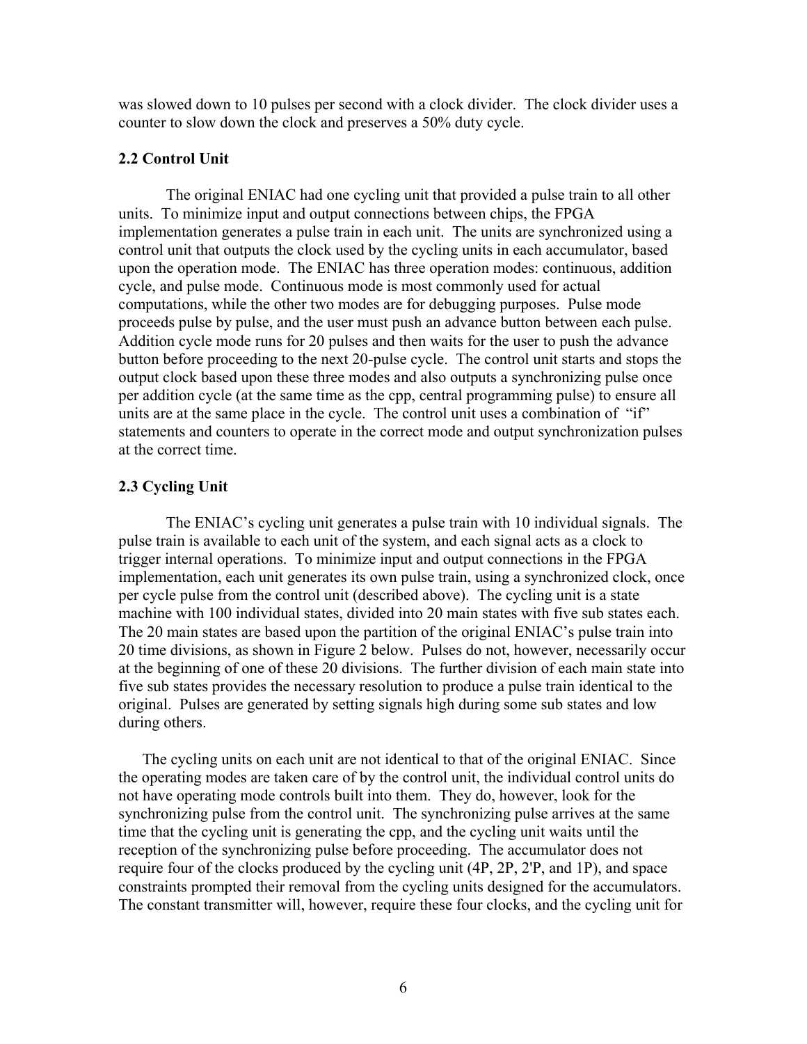was slowed down to 10 pulses per second with a clock divider. The clock divider uses a counter to slow down the clock and preserves a 50% duty cycle.

### 2.2 Control Unit

The original ENIAC had one cycling unit that provided a pulse train to all other units. To minimize input and output connections between chips, the FPGA implementation generates a pulse train in each unit. The units are synchronized using a control unit that outputs the clock used by the cycling units in each accumulator, based upon the operation mode. The ENIAC has three operation modes: continuous, addition cycle, and pulse mode. Continuous mode is most commonly used for actual computations, while the other two modes are for debugging purposes. Pulse mode proceeds pulse by pulse, and the user must push an advance button between each pulse. Addition cycle mode runs for 20 pulses and then waits for the user to push the advance button before proceeding to the next 20-pulse cycle. The control unit starts and stops the output clock based upon these three modes and also outputs a synchronizing pulse once per addition cycle (at the same time as the cpp, central programming pulse) to ensure all units are at the same place in the cycle. The control unit uses a combination of "if" statements and counters to operate in the correct mode and output synchronization pulses at the correct time.

### 2.3 Cycling Unit

The ENIAC's cycling unit generates a pulse train with 10 individual signals. The pulse train is available to each unit of the system, and each signal acts as a clock to trigger internal operations. To minimize input and output connections in the FPGA implementation, each unit generates its own pulse train, using a synchronized clock, once per cycle pulse from the control unit (described above). The cycling unit is a state machine with 100 individual states, divided into 20 main states with five sub states each. The 20 main states are based upon the partition of the original ENIAC's pulse train into 20 time divisions, as shown in Figure 2 below. Pulses do not, however, necessarily occur at the beginning of one of these 20 divisions. The further division of each main state into five sub states provides the necessary resolution to produce a pulse train identical to the original. Pulses are generated by setting signals high during some sub states and low during others.

The cycling units on each unit are not identical to that of the original ENIAC. Since the operating modes are taken care of by the control unit, the individual control units do not have operating mode controls built into them. They do, however, look for the synchronizing pulse from the control unit. The synchronizing pulse arrives at the same time that the cycling unit is generating the cpp, and the cycling unit waits until the reception of the synchronizing pulse before proceeding. The accumulator does not require four of the clocks produced by the cycling unit (4P, 2P, 2'P, and 1P), and space constraints prompted their removal from the cycling units designed for the accumulators. The constant transmitter will, however, require these four clocks, and the cycling unit for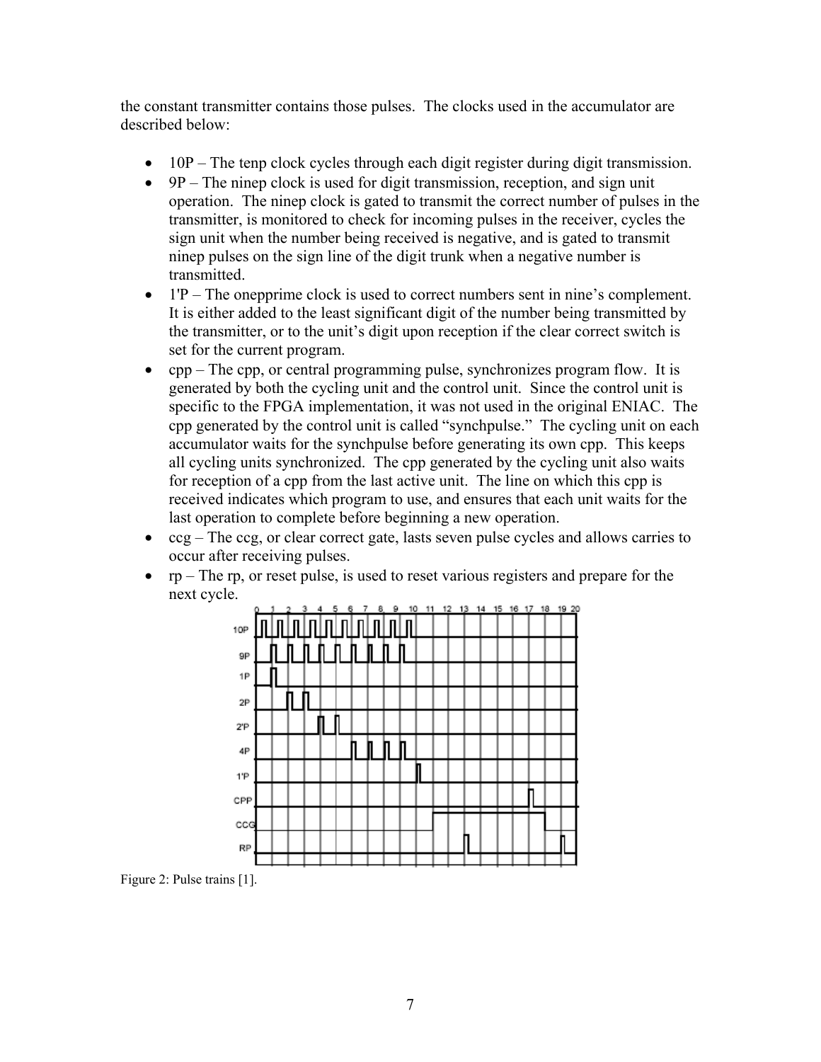the constant transmitter contains those pulses. The clocks used in the accumulator are described below:

- 10P – The tenp clock cycles through each digit register during digit transmission.
- 9P – The ninep clock is used for digit transmission, reception, and sign unit operation. The ninep clock is gated to transmit the correct number of pulses in the transmitter, is monitored to check for incoming pulses in the receiver, cycles the sign unit when the number being received is negative, and is gated to transmit ninep pulses on the sign line of the digit trunk when a negative number is transmitted.
- 1'P – The onepprime clock is used to correct numbers sent in nine's complement. It is either added to the least significant digit of the number being transmitted by the transmitter, or to the unit's digit upon reception if the clear correct switch is set for the current program.
- cpp – The cpp, or central programming pulse, synchronizes program flow. It is generated by both the cycling unit and the control unit. Since the control unit is specific to the FPGA implementation, it was not used in the original ENIAC. The cpp generated by the control unit is called "synchpulse." The cycling unit on each accumulator waits for the synchpulse before generating its own cpp. This keeps all cycling units synchronized. The cpp generated by the cycling unit also waits for reception of a cpp from the last active unit. The line on which this cpp is received indicates which program to use, and ensures that each unit waits for the last operation to complete before beginning a new operation.
- ccg – The ccg, or clear correct gate, lasts seven pulse cycles and allows carries to occur after receiving pulses.
- rp – The rp, or reset pulse, is used to reset various registers and prepare for the next cycle.

Figure 2: Pulse trains [1].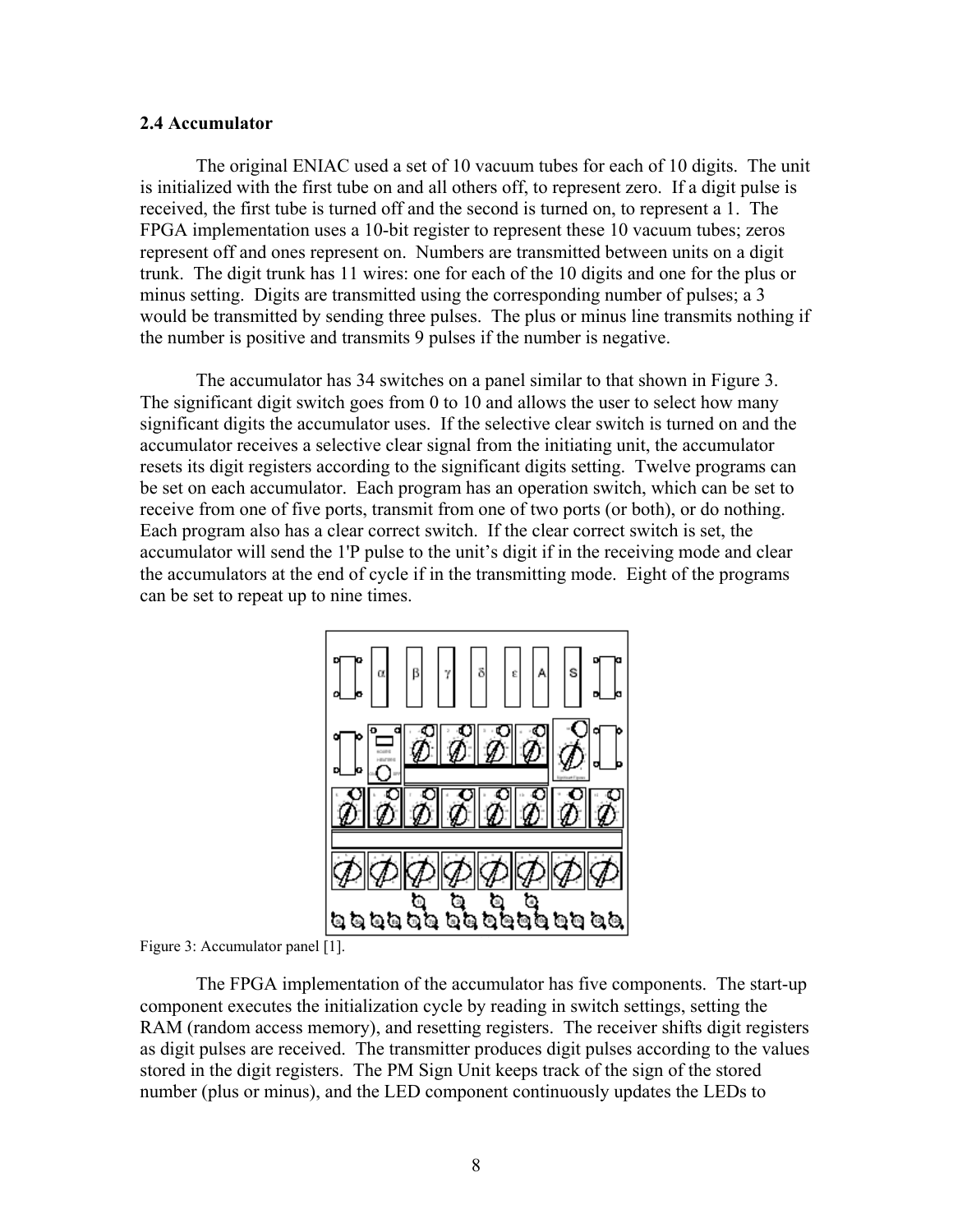### 2.4 Accumulator

The original ENIAC used a set of 10 vacuum tubes for each of 10 digits. The unit is initialized with the first tube on and all others off, to represent zero. If a digit pulse is received, the first tube is turned off and the second is turned on, to represent a 1. The FPGA implementation uses a 10-bit register to represent these 10 vacuum tubes; zeros represent off and ones represent on. Numbers are transmitted between units on a digit trunk. The digit trunk has 11 wires: one for each of the 10 digits and one for the plus or minus setting. Digits are transmitted using the corresponding number of pulses; a 3 would be transmitted by sending three pulses. The plus or minus line transmits nothing if the number is positive and transmits 9 pulses if the number is negative.

The accumulator has 34 switches on a panel similar to that shown in Figure 3. The significant digit switch goes from 0 to 10 and allows the user to select how many significant digits the accumulator uses. If the selective clear switch is turned on and the accumulator receives a selective clear signal from the initiating unit, the accumulator resets its digit registers according to the significant digits setting. Twelve programs can be set on each accumulator. Each program has an operation switch, which can be set to receive from one of five ports, transmit from one of two ports (or both), or do nothing. Each program also has a clear correct switch. If the clear correct switch is set, the accumulator will send the 1'P pulse to the unit's digit if in the receiving mode and clear the accumulators at the end of cycle if in the transmitting mode. Eight of the programs can be set to repeat up to nine times.

Figure 3: Accumulator panel [1].

The FPGA implementation of the accumulator has five components. The start-up component executes the initialization cycle by reading in switch settings, setting the RAM (random access memory), and resetting registers. The receiver shifts digit registers as digit pulses are received. The transmitter produces digit pulses according to the values stored in the digit registers. The PM Sign Unit keeps track of the sign of the stored number (plus or minus), and the LED component continuously updates the LEDs to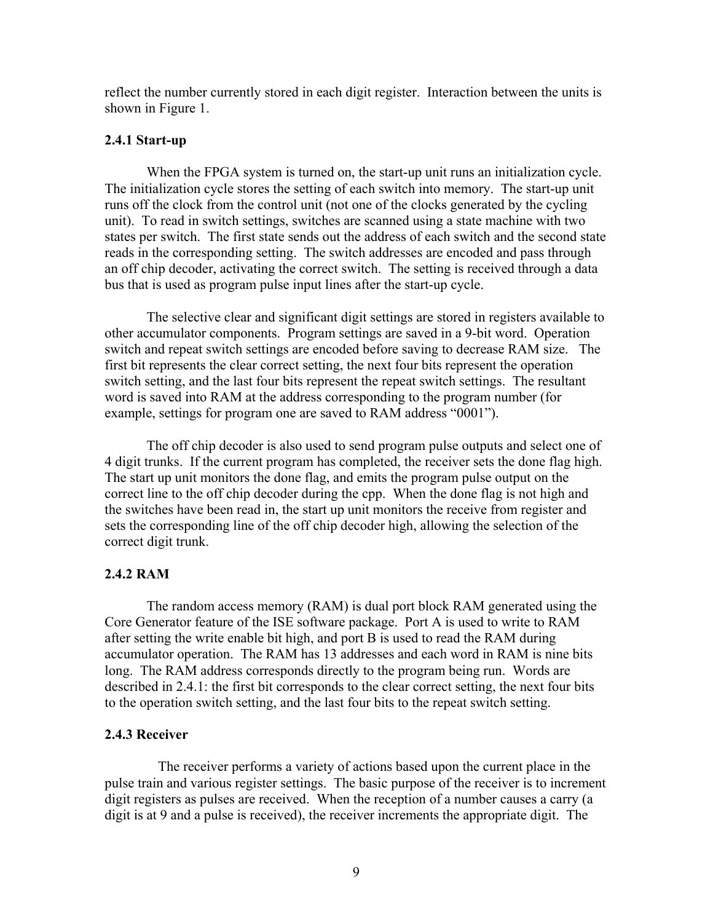reflect the number currently stored in each digit register. Interaction between the units is shown in Figure 1.

### 2.4.1 Start-up

When the FPGA system is turned on, the start-up unit runs an initialization cycle. The initialization cycle stores the setting of each switch into memory. The start-up unit runs off the clock from the control unit (not one of the clocks generated by the cycling unit). To read in switch settings, switches are scanned using a state machine with two states per switch. The first state sends out the address of each switch and the second state reads in the corresponding setting. The switch addresses are encoded and pass through an off chip decoder, activating the correct switch. The setting is received through a data bus that is used as program pulse input lines after the start-up cycle.

The selective clear and significant digit settings are stored in registers available to other accumulator components. Program settings are saved in a 9-bit word. Operation switch and repeat switch settings are encoded before saving to decrease RAM size. The first bit represents the clear correct setting, the next four bits represent the operation switch setting, and the last four bits represent the repeat switch settings. The resultant word is saved into RAM at the address corresponding to the program number (for example, settings for program one are saved to RAM address "0001").

The off chip decoder is also used to send program pulse outputs and select one of 4 digit trunks. If the current program has completed, the receiver sets the done flag high. The start up unit monitors the done flag, and emits the program pulse output on the correct line to the off chip decoder during the cpp. When the done flag is not high and the switches have been read in, the start up unit monitors the receive from register and sets the corresponding line of the off chip decoder high, allowing the selection of the correct digit trunk.

### 2.4.2 RAM

The random access memory (RAM) is dual port block RAM generated using the Core Generator feature of the ISE software package. Port A is used to write to RAM after setting the write enable bit high, and port B is used to read the RAM during accumulator operation. The RAM has 13 addresses and each word in RAM is nine bits long. The RAM address corresponds directly to the program being run. Words are described in 2.4.1: the first bit corresponds to the clear correct setting, the next four bits to the operation switch setting, and the last four bits to the repeat switch setting.

### 2.4.3 Receiver

The receiver performs a variety of actions based upon the current place in the pulse train and various register settings. The basic purpose of the receiver is to increment digit registers as pulses are received. When the reception of a number causes a carry (a digit is at 9 and a pulse is received), the receiver increments the appropriate digit. The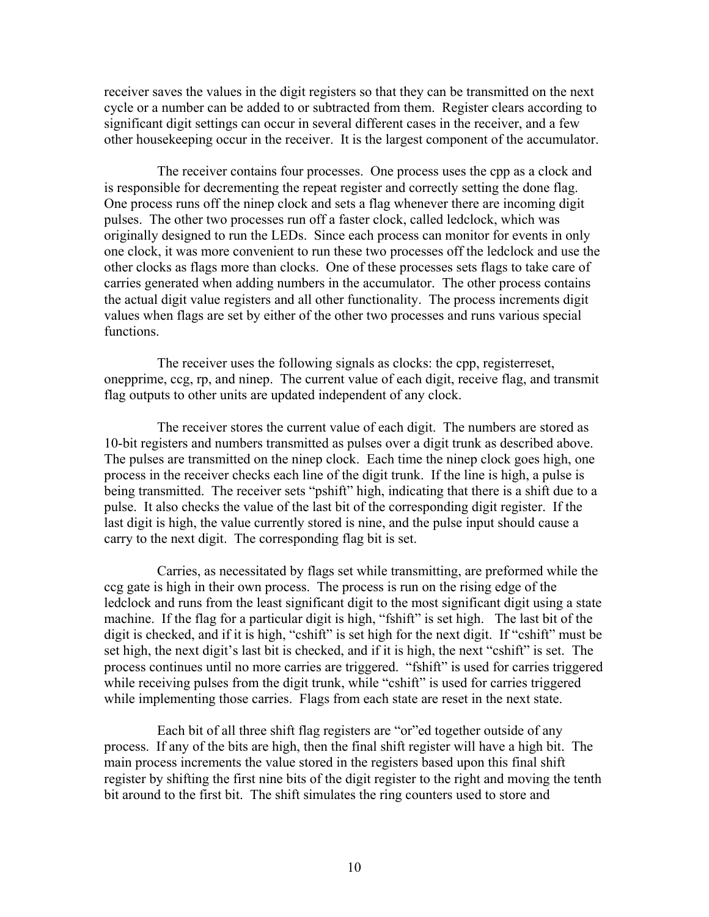receiver saves the values in the digit registers so that they can be transmitted on the next cycle or a number can be added to or subtracted from them. Register clears according to significant digit settings can occur in several different cases in the receiver, and a few other housekeeping occur in the receiver. It is the largest component of the accumulator.

The receiver contains four processes. One process uses the cpp as a clock and is responsible for decrementing the repeat register and correctly setting the done flag. One process runs off the ninep clock and sets a flag whenever there are incoming digit pulses. The other two processes run off a faster clock, called ledclock, which was originally designed to run the LEDs. Since each process can monitor for events in only one clock, it was more convenient to run these two processes off the ledclock and use the other clocks as flags more than clocks. One of these processes sets flags to take care of carries generated when adding numbers in the accumulator. The other process contains the actual digit value registers and all other functionality. The process increments digit values when flags are set by either of the other two processes and runs various special functions.

The receiver uses the following signals as clocks: the cpp, registerreset, onepprime, ccg, rp, and ninep. The current value of each digit, receive flag, and transmit flag outputs to other units are updated independent of any clock.

The receiver stores the current value of each digit. The numbers are stored as 10-bit registers and numbers transmitted as pulses over a digit trunk as described above. The pulses are transmitted on the ninep clock. Each time the ninep clock goes high, one process in the receiver checks each line of the digit trunk. If the line is high, a pulse is being transmitted. The receiver sets "pshift" high, indicating that there is a shift due to a pulse. It also checks the value of the last bit of the corresponding digit register. If the last digit is high, the value currently stored is nine, and the pulse input should cause a carry to the next digit. The corresponding flag bit is set.

Carries, as necessitated by flags set while transmitting, are preformed while the ccg gate is high in their own process. The process is run on the rising edge of the ledclock and runs from the least significant digit to the most significant digit using a state machine. If the flag for a particular digit is high, "fshift" is set high. The last bit of the digit is checked, and if it is high, "cshift" is set high for the next digit. If "cshift" must be set high, the next digit's last bit is checked, and if it is high, the next "cshift" is set. The process continues until no more carries are triggered. "fshift" is used for carries triggered while receiving pulses from the digit trunk, while "cshift" is used for carries triggered while implementing those carries. Flags from each state are reset in the next state.

Each bit of all three shift flag registers are "or"ed together outside of any process. If any of the bits are high, then the final shift register will have a high bit. The main process increments the value stored in the registers based upon this final shift register by shifting the first nine bits of the digit register to the right and moving the tenth bit around to the first bit. The shift simulates the ring counters used to store and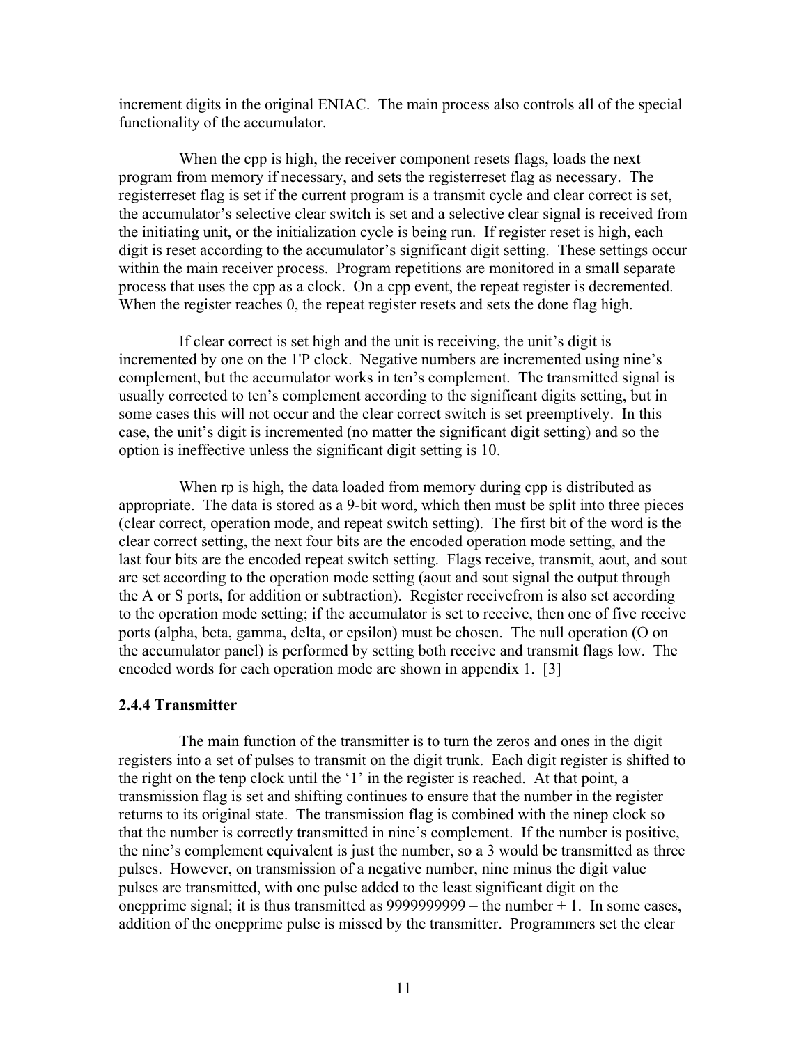increment digits in the original ENIAC. The main process also controls all of the special functionality of the accumulator.

When the cpp is high, the receiver component resets flags, loads the next program from memory if necessary, and sets the registerreset flag as necessary. The registerreset flag is set if the current program is a transmit cycle and clear correct is set, the accumulator's selective clear switch is set and a selective clear signal is received from the initiating unit, or the initialization cycle is being run. If register reset is high, each digit is reset according to the accumulator's significant digit setting. These settings occur within the main receiver process. Program repetitions are monitored in a small separate process that uses the cpp as a clock. On a cpp event, the repeat register is decremented. When the register reaches 0, the repeat register resets and sets the done flag high.

If clear correct is set high and the unit is receiving, the unit's digit is incremented by one on the 1'P clock. Negative numbers are incremented using nine's complement, but the accumulator works in ten's complement. The transmitted signal is usually corrected to ten's complement according to the significant digits setting, but in some cases this will not occur and the clear correct switch is set preemptively. In this case, the unit's digit is incremented (no matter the significant digit setting) and so the option is ineffective unless the significant digit setting is 10.

When rp is high, the data loaded from memory during cpp is distributed as appropriate. The data is stored as a 9-bit word, which then must be split into three pieces (clear correct, operation mode, and repeat switch setting). The first bit of the word is the clear correct setting, the next four bits are the encoded operation mode setting, and the last four bits are the encoded repeat switch setting. Flags receive, transmit, aout, and sout are set according to the operation mode setting (aout and sout signal the output through the A or S ports, for addition or subtraction). Register receivefrom is also set according to the operation mode setting; if the accumulator is set to receive, then one of five receive ports (alpha, beta, gamma, delta, or epsilon) must be chosen. The null operation (O on the accumulator panel) is performed by setting both receive and transmit flags low. The encoded words for each operation mode are shown in appendix 1. [3]

### 2.4.4 Transmitter

The main function of the transmitter is to turn the zeros and ones in the digit registers into a set of pulses to transmit on the digit trunk. Each digit register is shifted to the right on the tenp clock until the '1' in the register is reached. At that point, a transmission flag is set and shifting continues to ensure that the number in the register returns to its original state. The transmission flag is combined with the ninep clock so that the number is correctly transmitted in nine's complement. If the number is positive, the nine's complement equivalent is just the number, so a 3 would be transmitted as three pulses. However, on transmission of a negative number, nine minus the digit value pulses are transmitted, with one pulse added to the least significant digit on the onepprime signal; it is thus transmitted as 9999999999 – the number + 1. In some cases, addition of the onepprime pulse is missed by the transmitter. Programmers set the clear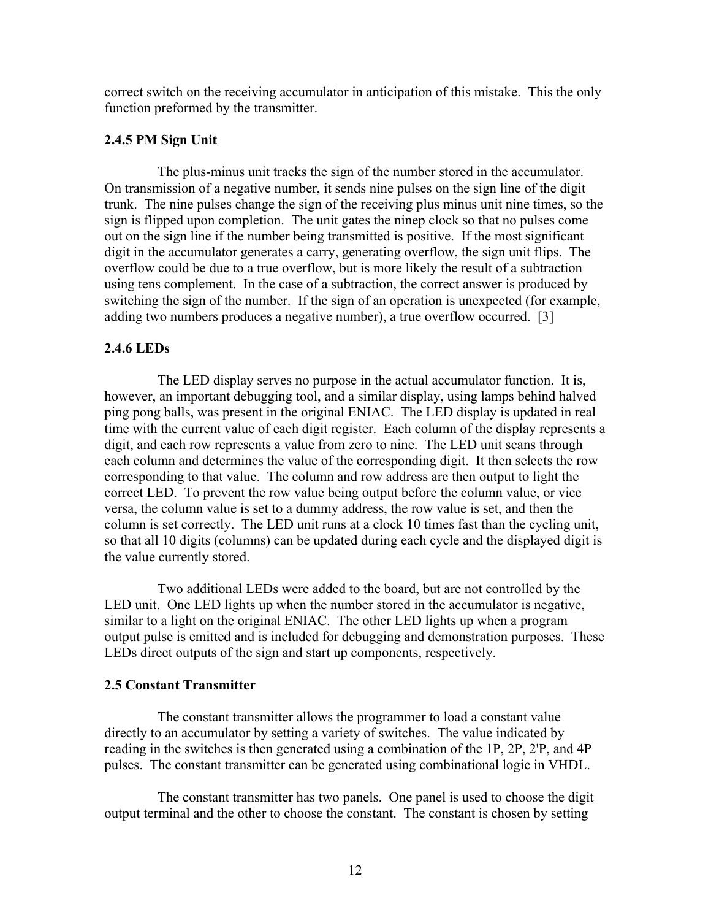correct switch on the receiving accumulator in anticipation of this mistake. This the only function preformed by the transmitter.

### 2.4.5 PM Sign Unit

The plus-minus unit tracks the sign of the number stored in the accumulator. On transmission of a negative number, it sends nine pulses on the sign line of the digit trunk. The nine pulses change the sign of the receiving plus minus unit nine times, so the sign is flipped upon completion. The unit gates the ninep clock so that no pulses come out on the sign line if the number being transmitted is positive. If the most significant digit in the accumulator generates a carry, generating overflow, the sign unit flips. The overflow could be due to a true overflow, but is more likely the result of a subtraction using tens complement. In the case of a subtraction, the correct answer is produced by switching the sign of the number. If the sign of an operation is unexpected (for example, adding two numbers produces a negative number), a true overflow occurred. [3]

### 2.4.6 LEDs

The LED display serves no purpose in the actual accumulator function. It is, however, an important debugging tool, and a similar display, using lamps behind halved ping pong balls, was present in the original ENIAC. The LED display is updated in real time with the current value of each digit register. Each column of the display represents a digit, and each row represents a value from zero to nine. The LED unit scans through each column and determines the value of the corresponding digit. It then selects the row corresponding to that value. The column and row address are then output to light the correct LED. To prevent the row value being output before the column value, or vice versa, the column value is set to a dummy address, the row value is set, and then the column is set correctly. The LED unit runs at a clock 10 times fast than the cycling unit, so that all 10 digits (columns) can be updated during each cycle and the displayed digit is the value currently stored.

Two additional LEDs were added to the board, but are not controlled by the LED unit. One LED lights up when the number stored in the accumulator is negative, similar to a light on the original ENIAC. The other LED lights up when a program output pulse is emitted and is included for debugging and demonstration purposes. These LEDs direct outputs of the sign and start up components, respectively.

## 2.5 Constant Transmitter

The constant transmitter allows the programmer to load a constant value directly to an accumulator by setting a variety of switches. The value indicated by reading in the switches is then generated using a combination of the 1P, 2P, 2'P, and 4P pulses. The constant transmitter can be generated using combinational logic in VHDL.

The constant transmitter has two panels. One panel is used to choose the digit output terminal and the other to choose the constant. The constant is chosen by setting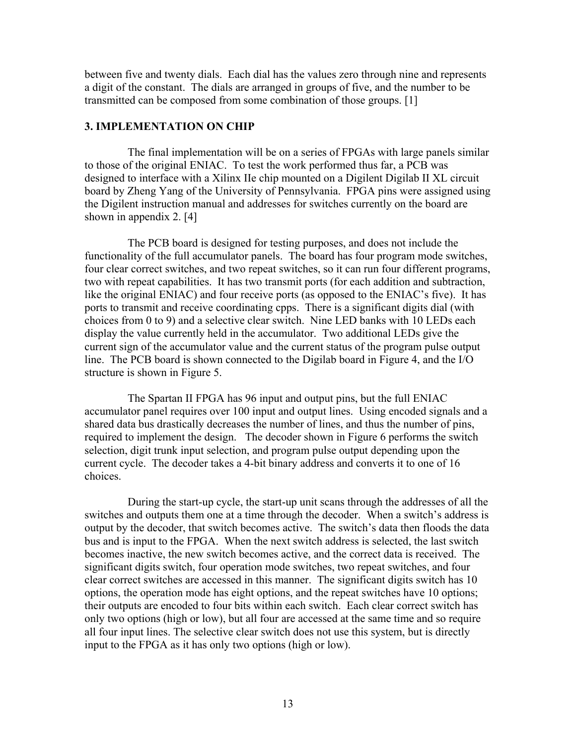between five and twenty dials. Each dial has the values zero through nine and represents a digit of the constant. The dials are arranged in groups of five, and the number to be transmitted can be composed from some combination of those groups. [1]

## 3. IMPLEMENTATION ON CHIP

The final implementation will be on a series of FPGAs with large panels similar to those of the original ENIAC. To test the work performed thus far, a PCB was designed to interface with a Xilinx IIe chip mounted on a Digilent Digilab II XL circuit board by Zheng Yang of the University of Pennsylvania. FPGA pins were assigned using the Digilent instruction manual and addresses for switches currently on the board are shown in appendix 2. [4]

The PCB board is designed for testing purposes, and does not include the functionality of the full accumulator panels. The board has four program mode switches, four clear correct switches, and two repeat switches, so it can run four different programs, two with repeat capabilities. It has two transmit ports (for each addition and subtraction, like the original ENIAC) and four receive ports (as opposed to the ENIAC's five). It has ports to transmit and receive coordinating cpps. There is a significant digits dial (with choices from 0 to 9) and a selective clear switch. Nine LED banks with 10 LEDs each display the value currently held in the accumulator. Two additional LEDs give the current sign of the accumulator value and the current status of the program pulse output line. The PCB board is shown connected to the Digilab board in Figure 4, and the I/O structure is shown in Figure 5.

The Spartan II FPGA has 96 input and output pins, but the full ENIAC accumulator panel requires over 100 input and output lines. Using encoded signals and a shared data bus drastically decreases the number of lines, and thus the number of pins, required to implement the design. The decoder shown in Figure 6 performs the switch selection, digit trunk input selection, and program pulse output depending upon the current cycle. The decoder takes a 4-bit binary address and converts it to one of 16 choices.

During the start-up cycle, the start-up unit scans through the addresses of all the switches and outputs them one at a time through the decoder. When a switch's address is output by the decoder, that switch becomes active. The switch's data then floods the data bus and is input to the FPGA. When the next switch address is selected, the last switch becomes inactive, the new switch becomes active, and the correct data is received. The significant digits switch, four operation mode switches, two repeat switches, and four clear correct switches are accessed in this manner. The significant digits switch has 10 options, the operation mode has eight options, and the repeat switches have 10 options; their outputs are encoded to four bits within each switch. Each clear correct switch has only two options (high or low), but all four are accessed at the same time and so require all four input lines. The selective clear switch does not use this system, but is directly input to the FPGA as it has only two options (high or low).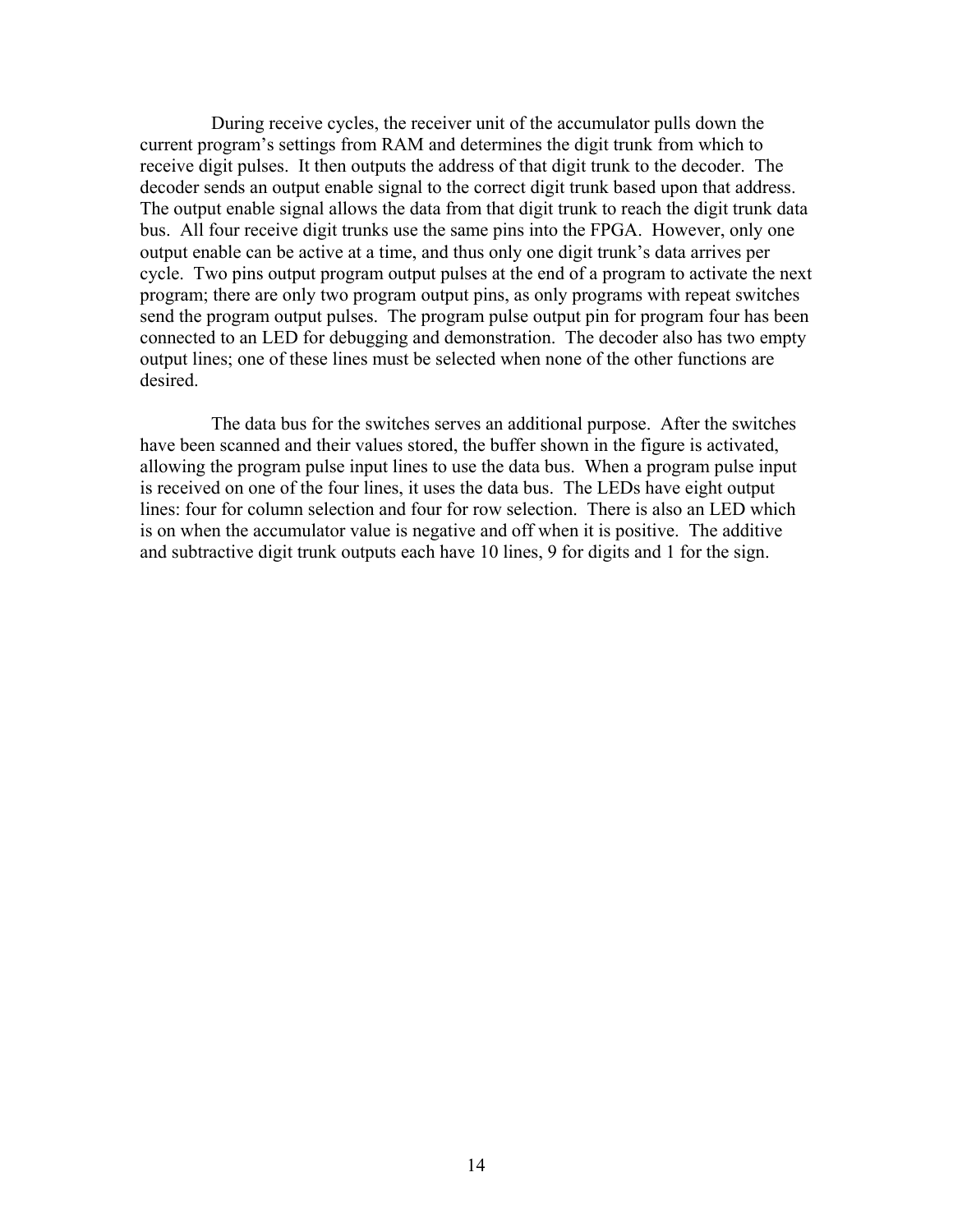During receive cycles, the receiver unit of the accumulator pulls down the current program's settings from RAM and determines the digit trunk from which to receive digit pulses. It then outputs the address of that digit trunk to the decoder. The decoder sends an output enable signal to the correct digit trunk based upon that address. The output enable signal allows the data from that digit trunk to reach the digit trunk data bus. All four receive digit trunks use the same pins into the FPGA. However, only one output enable can be active at a time, and thus only one digit trunk's data arrives per cycle. Two pins output program output pulses at the end of a program to activate the next program; there are only two program output pins, as only programs with repeat switches send the program output pulses. The program pulse output pin for program four has been connected to an LED for debugging and demonstration. The decoder also has two empty output lines; one of these lines must be selected when none of the other functions are desired.

The data bus for the switches serves an additional purpose. After the switches have been scanned and their values stored, the buffer shown in the figure is activated, allowing the program pulse input lines to use the data bus. When a program pulse input is received on one of the four lines, it uses the data bus. The LEDs have eight output lines: four for column selection and four for row selection. There is also an LED which is on when the accumulator value is negative and off when it is positive. The additive and subtractive digit trunk outputs each have 10 lines, 9 for digits and 1 for the sign.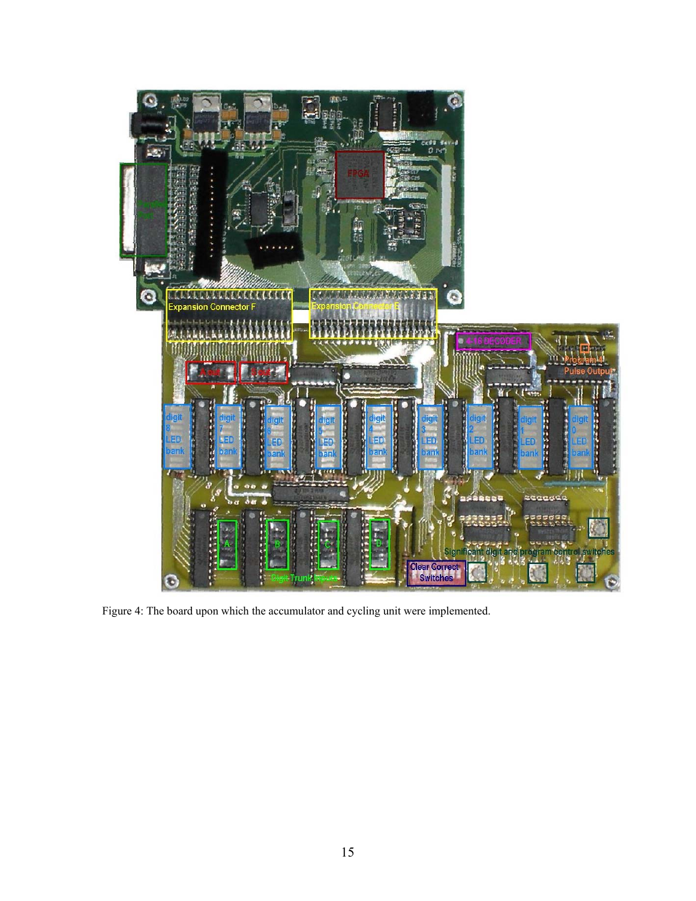Figure 4: The board upon which the accumulator and cycling unit were implemented.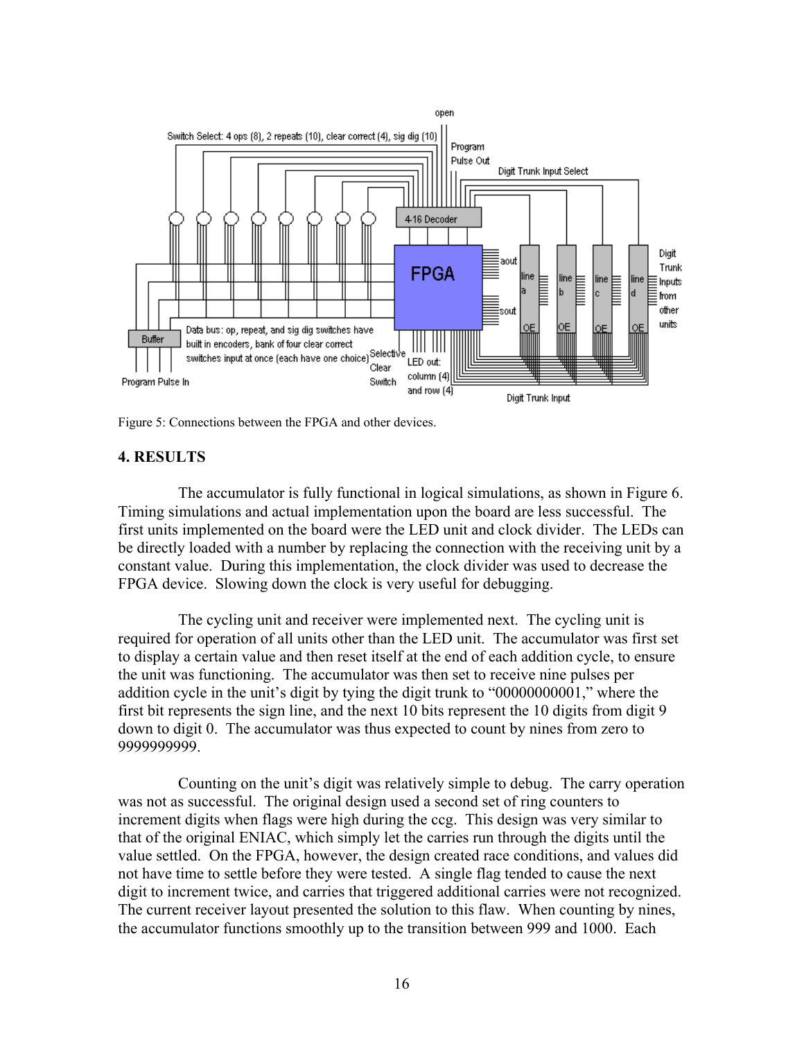Figure 5: Connections between the FPGA and other devices.

## 4. RESULTS

The accumulator is fully functional in logical simulations, as shown in Figure 6. Timing simulations and actual implementation upon the board are less successful. The first units implemented on the board were the LED unit and clock divider. The LEDs can be directly loaded with a number by replacing the connection with the receiving unit by a constant value. During this implementation, the clock divider was used to decrease the FPGA device. Slowing down the clock is very useful for debugging.

The cycling unit and receiver were implemented next. The cycling unit is required for operation of all units other than the LED unit. The accumulator was first set to display a certain value and then reset itself at the end of each addition cycle, to ensure the unit was functioning. The accumulator was then set to receive nine pulses per addition cycle in the unit's digit by tying the digit trunk to "00000000001," where the first bit represents the sign line, and the next 10 bits represent the 10 digits from digit 9 down to digit 0. The accumulator was thus expected to count by nines from zero to 9999999999.

Counting on the unit's digit was relatively simple to debug. The carry operation was not as successful. The original design used a second set of ring counters to increment digits when flags were high during the ccg. This design was very similar to that of the original ENIAC, which simply let the carries run through the digits until the value settled. On the FPGA, however, the design created race conditions, and values did not have time to settle before they were tested. A single flag tended to cause the next digit to increment twice, and carries that triggered additional carries were not recognized. The current receiver layout presented the solution to this flaw. When counting by nines, the accumulator functions smoothly up to the transition between 999 and 1000. Each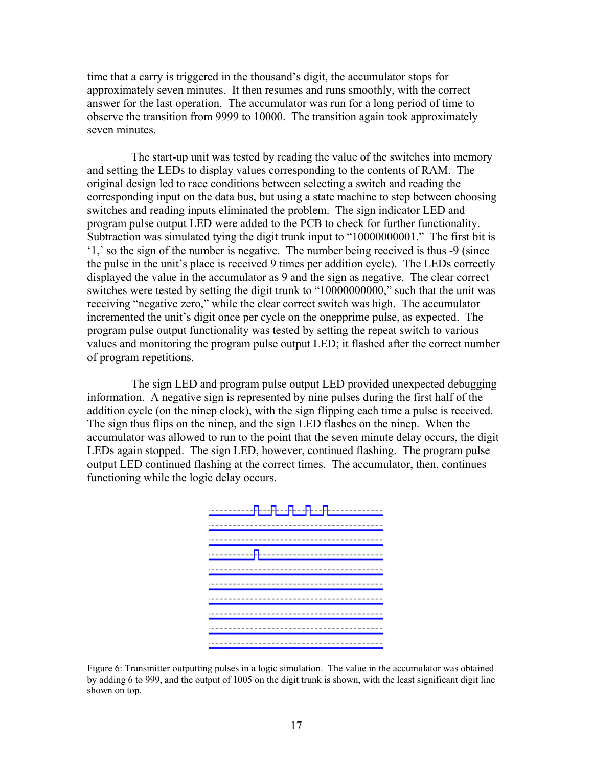time that a carry is triggered in the thousand's digit, the accumulator stops for approximately seven minutes. It then resumes and runs smoothly, with the correct answer for the last operation. The accumulator was run for a long period of time to observe the transition from 9999 to 10000. The transition again took approximately seven minutes.

The start-up unit was tested by reading the value of the switches into memory and setting the LEDs to display values corresponding to the contents of RAM. The original design led to race conditions between selecting a switch and reading the corresponding input on the data bus, but using a state machine to step between choosing switches and reading inputs eliminated the problem. The sign indicator LED and program pulse output LED were added to the PCB to check for further functionality. Subtraction was simulated tying the digit trunk input to "10000000001." The first bit is '1,' so the sign of the number is negative. The number being received is thus -9 (since the pulse in the unit's place is received 9 times per addition cycle). The LEDs correctly displayed the value in the accumulator as 9 and the sign as negative. The clear correct switches were tested by setting the digit trunk to "10000000000," such that the unit was receiving "negative zero," while the clear correct switch was high. The accumulator incremented the unit's digit once per cycle on the oneppprime pulse, as expected. The program pulse output functionality was tested by setting the repeat switch to various values and monitoring the program pulse output LED; it flashed after the correct number of program repetitions.

The sign LED and program pulse output LED provided unexpected debugging information. A negative sign is represented by nine pulses during the first half of the addition cycle (on the ninep clock), with the sign flipping each time a pulse is received. The sign thus flips on the ninep, and the sign LED flashes on the ninep. When the accumulator was allowed to run to the point that the seven minute delay occurs, the digit LEDs again stopped. The sign LED, however, continued flashing. The program pulse output LED continued flashing at the correct times. The accumulator, then, continues functioning while the logic delay occurs.

Figure 6: Transmitter outputting pulses in a logic simulation. The value in the accumulator was obtained by adding 6 to 999, and the output of 1005 on the digit trunk is shown, with the least significant digit line shown on top.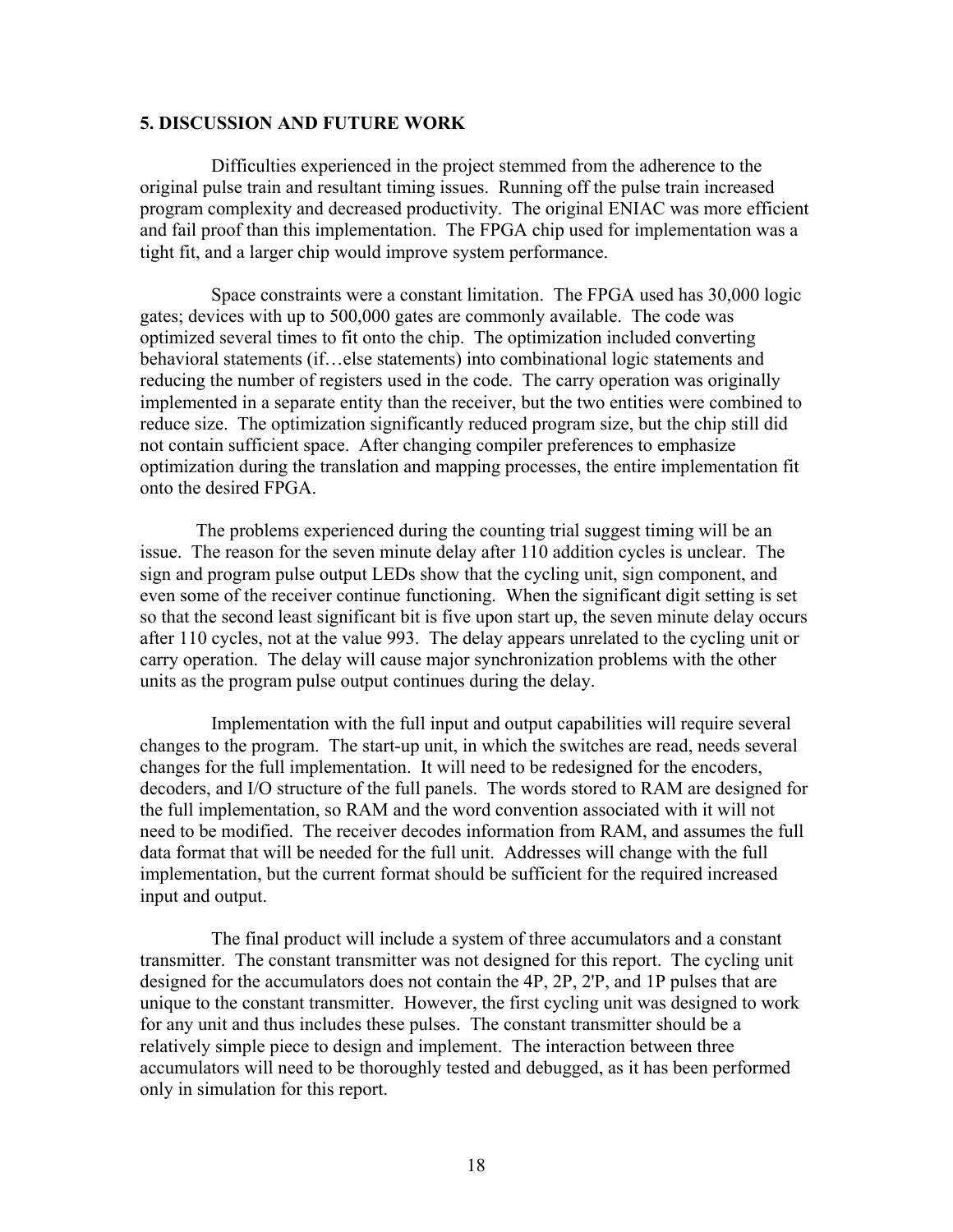## 5. DISCUSSION AND FUTURE WORK

Difficulties experienced in the project stemmed from the adherence to the original pulse train and resultant timing issues. Running off the pulse train increased program complexity and decreased productivity. The original ENIAC was more efficient and fail proof than this implementation. The FPGA chip used for implementation was a tight fit, and a larger chip would improve system performance.

Space constraints were a constant limitation. The FPGA used has 30,000 logic gates; devices with up to 500,000 gates are commonly available. The code was optimized several times to fit onto the chip. The optimization included converting behavioral statements (if…else statements) into combinational logic statements and reducing the number of registers used in the code. The carry operation was originally implemented in a separate entity than the receiver, but the two entities were combined to reduce size. The optimization significantly reduced program size, but the chip still did not contain sufficient space. After changing compiler preferences to emphasize optimization during the translation and mapping processes, the entire implementation fit onto the desired FPGA.

The problems experienced during the counting trial suggest timing will be an issue. The reason for the seven minute delay after 110 addition cycles is unclear. The sign and program pulse output LEDs show that the cycling unit, sign component, and even some of the receiver continue functioning. When the significant digit setting is set so that the second least significant bit is five upon start up, the seven minute delay occurs after 110 cycles, not at the value 993. The delay appears unrelated to the cycling unit or carry operation. The delay will cause major synchronization problems with the other units as the program pulse output continues during the delay.

Implementation with the full input and output capabilities will require several changes to the program. The start-up unit, in which the switches are read, needs several changes for the full implementation. It will need to be redesigned for the encoders, decoders, and I/O structure of the full panels. The words stored to RAM are designed for the full implementation, so RAM and the word convention associated with it will not need to be modified. The receiver decodes information from RAM, and assumes the full data format that will be needed for the full unit. Addresses will change with the full implementation, but the current format should be sufficient for the required increased input and output.

The final product will include a system of three accumulators and a constant transmitter. The constant transmitter was not designed for this report. The cycling unit designed for the accumulators does not contain the 4P, 2P, 2'P, and 1P pulses that are unique to the constant transmitter. However, the first cycling unit was designed to work for any unit and thus includes these pulses. The constant transmitter should be a relatively simple piece to design and implement. The interaction between three accumulators will need to be thoroughly tested and debugged, as it has been performed only in simulation for this report.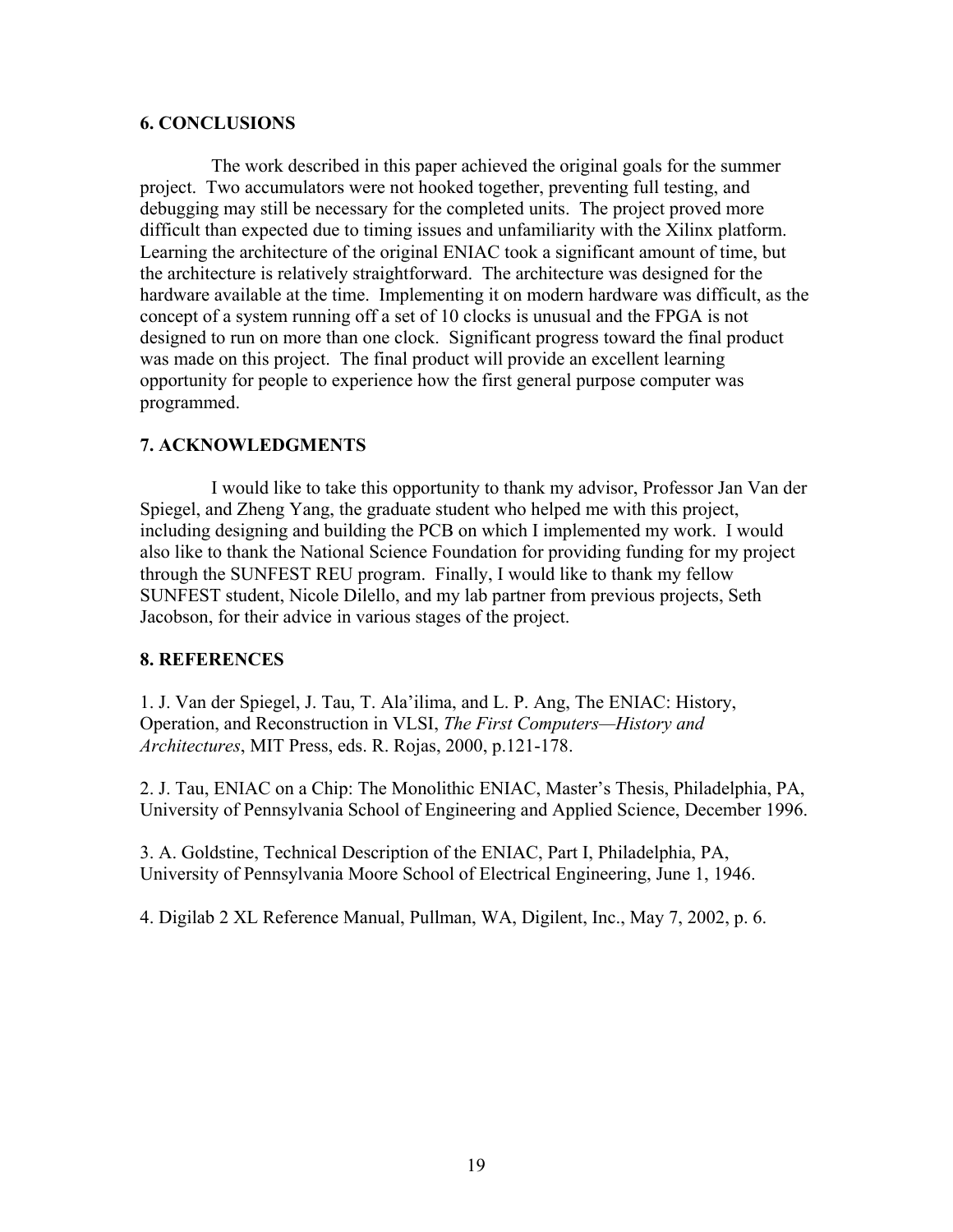## 6. CONCLUSIONS

The work described in this paper achieved the original goals for the summer project. Two accumulators were not hooked together, preventing full testing, and debugging may still be necessary for the completed units. The project proved more difficult than expected due to timing issues and unfamiliarity with the Xilinx platform. Learning the architecture of the original ENIAC took a significant amount of time, but the architecture is relatively straightforward. The architecture was designed for the hardware available at the time. Implementing it on modern hardware was difficult, as the concept of a system running off a set of 10 clocks is unusual and the FPGA is not designed to run on more than one clock. Significant progress toward the final product was made on this project. The final product will provide an excellent learning opportunity for people to experience how the first general purpose computer was programmed.

## 7. ACKNOWLEDGMENTS

I would like to take this opportunity to thank my advisor, Professor Jan Van der Spiegel, and Zheng Yang, the graduate student who helped me with this project, including designing and building the PCB on which I implemented my work. I would also like to thank the National Science Foundation for providing funding for my project through the SUNFEST REU program. Finally, I would like to thank my fellow SUNFEST student, Nicole Dilello, and my lab partner from previous projects, Seth Jacobson, for their advice in various stages of the project.

## 8. REFERENCES

1. J. Van der Spiegel, J. Tau, T. Ala'ilima, and L. P. Ang, The ENIAC: History, Operation, and Reconstruction in VLSI, *The First Computers—History and Architectures*, MIT Press, eds. R. Rojas, 2000, p.121-178.

2. J. Tau, ENIAC on a Chip: The Monolithic ENIAC, Master's Thesis, Philadelphia, PA, University of Pennsylvania School of Engineering and Applied Science, December 1996.

3. A. Goldstine, Technical Description of the ENIAC, Part I, Philadelphia, PA, University of Pennsylvania Moore School of Electrical Engineering, June 1, 1946.

4. Digilab 2 XL Reference Manual, Pullman, WA, Digilent, Inc., May 7, 2002, p. 6.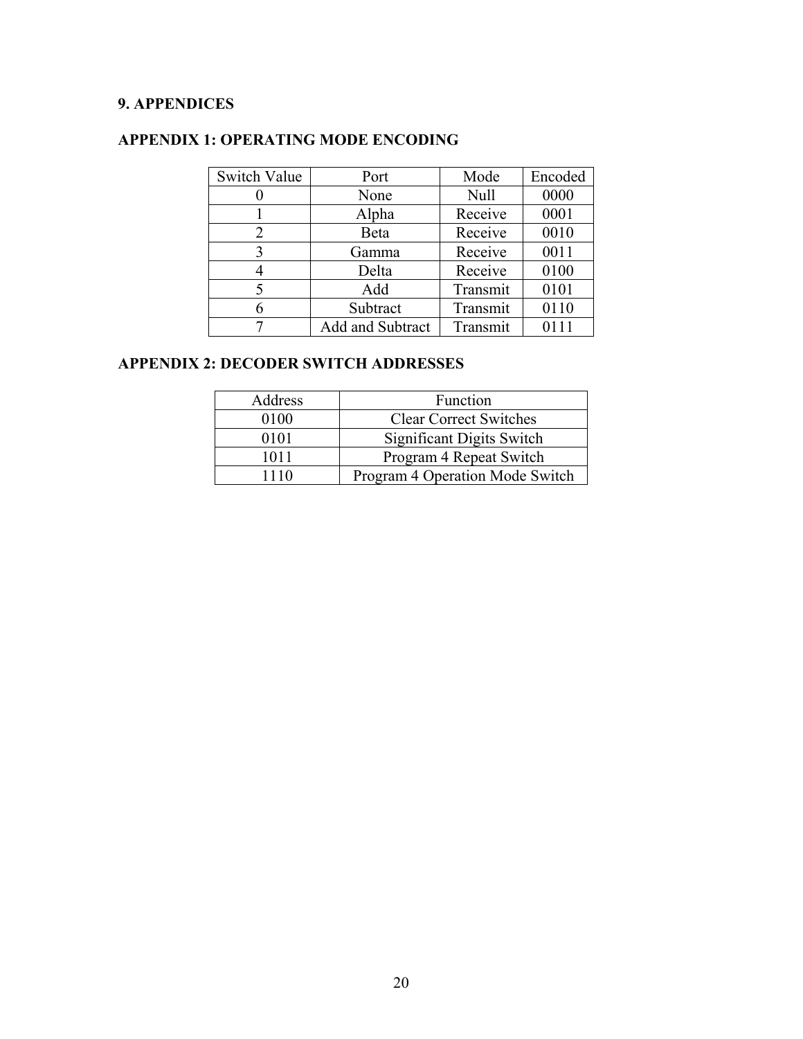# 9. APPENDICES

## APPENDIX 1: OPERATING MODE ENCODING

| Switch Value | Port | Mode | Encoded |
|---|---|---|---|
| 0 | None | Null | 0000 |
| 1 | Alpha | Receive | 0001 |
| 2 | Beta | Receive | 0010 |
| 3 | Gamma | Receive | 0011 |
| 4 | Delta | Receive | 0100 |
| 5 | Add | Transmit | 0101 |
| 6 | Subtract | Transmit | 0110 |
| 7 | Add and Subtract | Transmit | 0111 |

## APPENDIX 2: DECODER SWITCH ADDRESSES

| Address | Function |
|---|---|
| 0100 | Clear Correct Switches |
| 0101 | Significant Digits Switch |
| 1011 | Program 4 Repeat Switch |
| 1110 | Program 4 Operation Mode Switch |